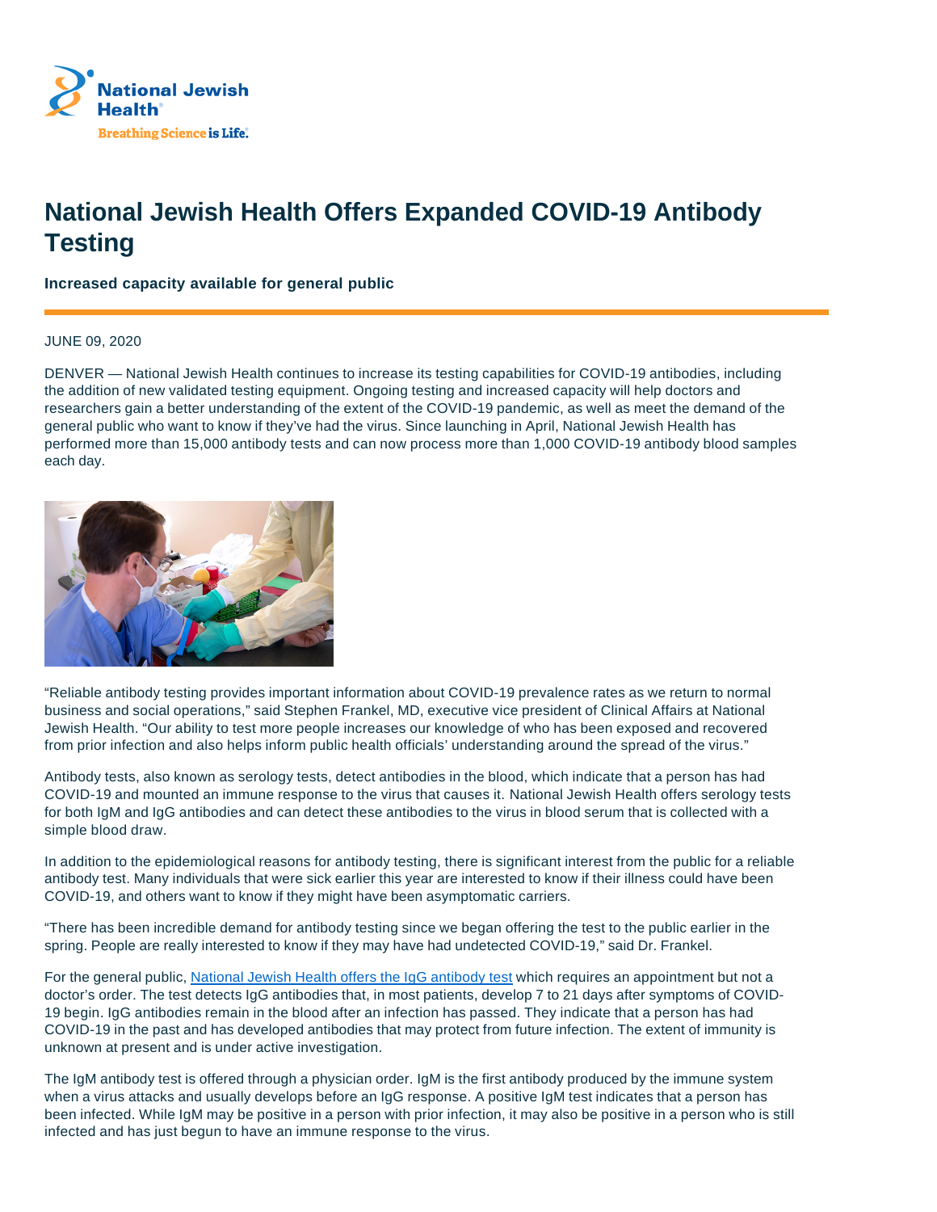National Jewish Health
Breathing Science is Life.

# National Jewish Health Offers Expanded COVID-19 Antibody Testing

**Increased capacity available for general public**

JUNE 09, 2020

DENVER — National Jewish Health continues to increase its testing capabilities for COVID-19 antibodies, including the addition of new validated testing equipment. Ongoing testing and increased capacity will help doctors and researchers gain a better understanding of the extent of the COVID-19 pandemic, as well as meet the demand of the general public who want to know if they've had the virus. Since launching in April, National Jewish Health has performed more than 15,000 antibody tests and can now process more than 1,000 COVID-19 antibody blood samples each day.

"Reliable antibody testing provides important information about COVID-19 prevalence rates as we return to normal business and social operations," said Stephen Frankel, MD, executive vice president of Clinical Affairs at National Jewish Health. "Our ability to test more people increases our knowledge of who has been exposed and recovered from prior infection and also helps inform public health officials' understanding around the spread of the virus."

Antibody tests, also known as serology tests, detect antibodies in the blood, which indicate that a person has had COVID-19 and mounted an immune response to the virus that causes it. National Jewish Health offers serology tests for both IgM and IgG antibodies and can detect these antibodies to the virus in blood serum that is collected with a simple blood draw.

In addition to the epidemiological reasons for antibody testing, there is significant interest from the public for a reliable antibody test. Many individuals that were sick earlier this year are interested to know if their illness could have been COVID-19, and others want to know if they might have been asymptomatic carriers.

"There has been incredible demand for antibody testing since we began offering the test to the public earlier in the spring. People are really interested to know if they may have had undetected COVID-19," said Dr. Frankel.

For the general public, National Jewish Health offers the IgG antibody test which requires an appointment but not a doctor's order. The test detects IgG antibodies that, in most patients, develop 7 to 21 days after symptoms of COVID-19 begin. IgG antibodies remain in the blood after an infection has passed. They indicate that a person has had COVID-19 in the past and has developed antibodies that may protect from future infection. The extent of immunity is unknown at present and is under active investigation.

The IgM antibody test is offered through a physician order. IgM is the first antibody produced by the immune system when a virus attacks and usually develops before an IgG response. A positive IgM test indicates that a person has been infected. While IgM may be positive in a person with prior infection, it may also be positive in a person who is still infected and has just begun to have an immune response to the virus.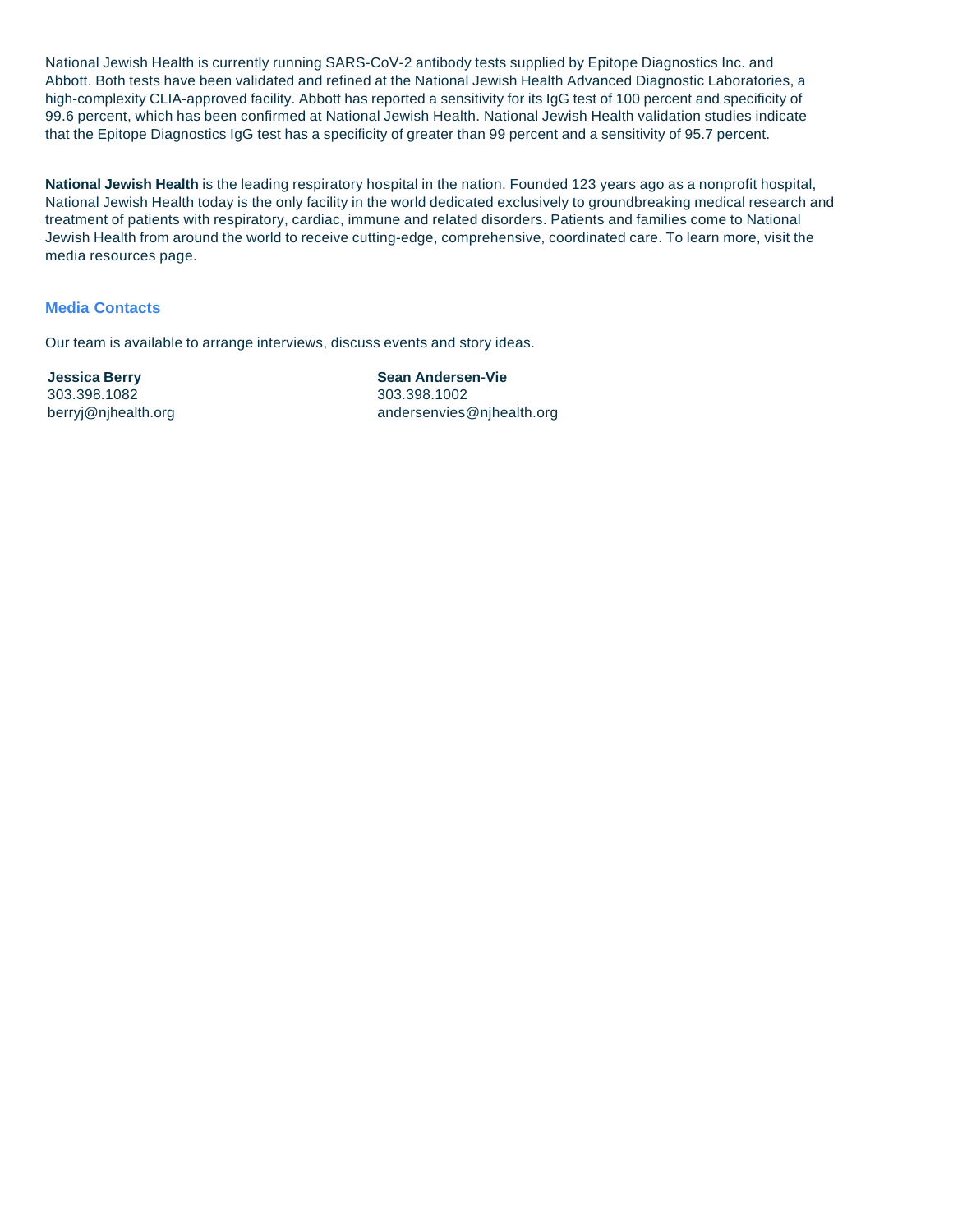National Jewish Health is currently running SARS-CoV-2 antibody tests supplied by Epitope Diagnostics Inc. and Abbott. Both tests have been validated and refined at the National Jewish Health Advanced Diagnostic Laboratories, a high-complexity CLIA-approved facility. Abbott has reported a sensitivity for its IgG test of 100 percent and specificity of 99.6 percent, which has been confirmed at National Jewish Health. National Jewish Health validation studies indicate that the Epitope Diagnostics IgG test has a specificity of greater than 99 percent and a sensitivity of 95.7 percent.

**National Jewish Health** is the leading respiratory hospital in the nation. Founded 123 years ago as a nonprofit hospital, National Jewish Health today is the only facility in the world dedicated exclusively to groundbreaking medical research and treatment of patients with respiratory, cardiac, immune and related disorders. Patients and families come to National Jewish Health from around the world to receive cutting-edge, comprehensive, coordinated care. To learn more, visit the media resources page.

## Media Contacts

Our team is available to arrange interviews, discuss events and story ideas.

**Jessica Berry**
303.398.1082
berryj@njhealth.org

**Sean Andersen-Vie**
303.398.1002
andersenvies@njhealth.org